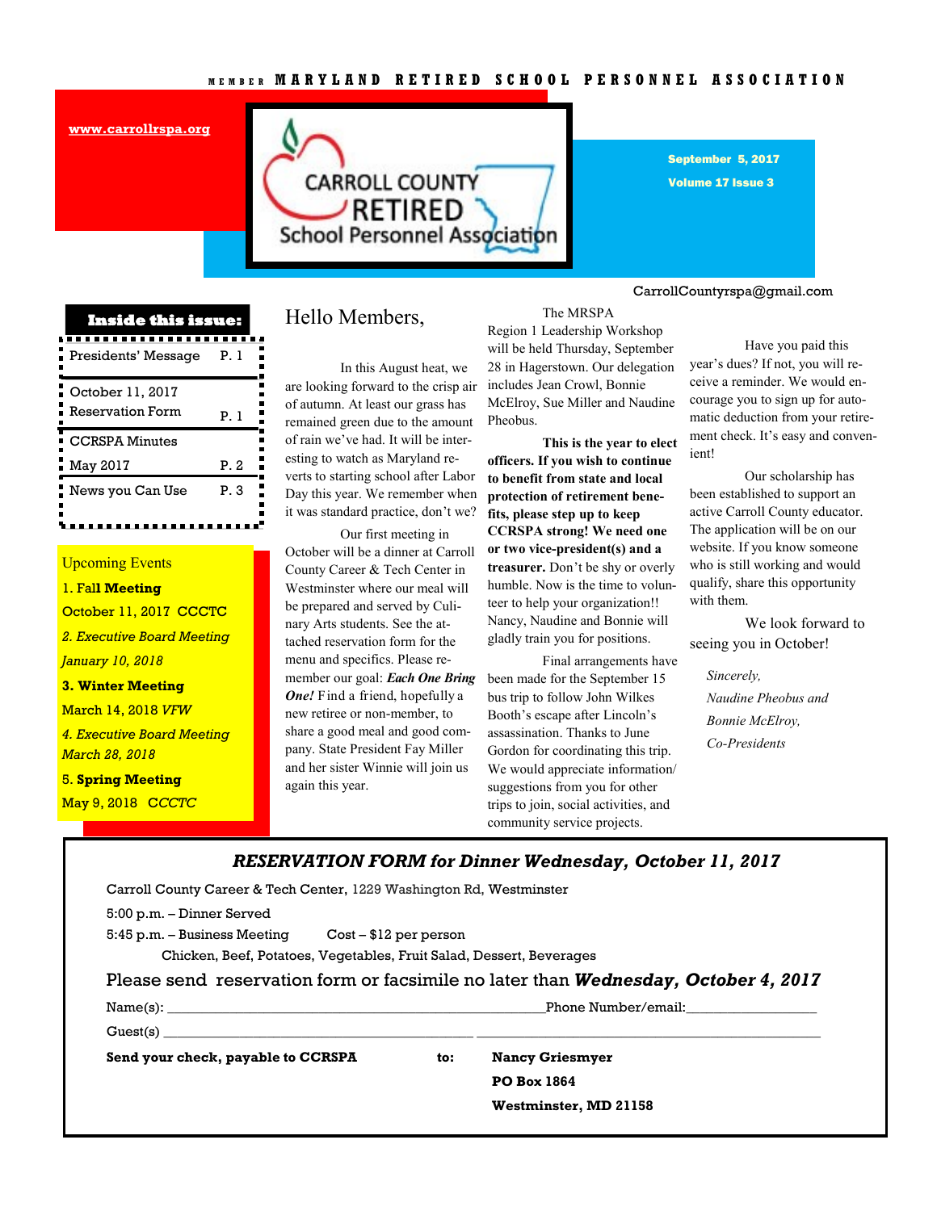MEMBER MARYLAND RETIRED SCHOOL PERSONNEL ASSOCIATION

www.carrollrspa.org

# CARROLL COUNTY RETIRED School Personnel Association

**September 5, 2017**

**Volume 17 Issue 3**

CarrollCountyrspa@gmail.com

**Inside this issue:**

| | |
|---|---|
| Presidents' Message | P. 1 |
| October 11, 2017 Reservation Form | P. 1 |
| CCRSPA Minutes May 2017 | P. 2 |
| News you Can Use | P. 3 |

Upcoming Events

1. Fall **Meeting**
October 11, 2017 CCCTC

*2. Executive Board Meeting*
*January 10, 2018*

**3. Winter Meeting**
March 14, 2018 *VFW*

*4. Executive Board Meeting*
*March 28, 2018*

5. **Spring Meeting**
May 9, 2018 *CCCTC*

## Hello Members,

In this August heat, we are looking forward to the crisp air of autumn. At least our grass has remained green due to the amount of rain we've had. It will be interesting to watch as Maryland reverts to starting school after Labor Day this year. We remember when it was standard practice, don't we?

Our first meeting in October will be a dinner at Carroll County Career & Tech Center in Westminster where our meal will be prepared and served by Culinary Arts students. See the attached reservation form for the menu and specifics. Please remember our goal: ***Each One Bring One!*** Find a friend, hopefully a new retiree or non-member, to share a good meal and good company. State President Fay Miller and her sister Winnie will join us again this year.

The MRSPA Region 1 Leadership Workshop will be held Thursday, September 28 in Hagerstown. Our delegation includes Jean Crowl, Bonnie McElroy, Sue Miller and Naudine Pheobus.

**This is the year to elect officers. If you wish to continue to benefit from state and local protection of retirement benefits, please step up to keep CCRSPA strong! We need one or two vice-president(s) and a treasurer.** Don't be shy or overly humble. Now is the time to volunteer to help your organization!! Nancy, Naudine and Bonnie will gladly train you for positions.

Final arrangements have been made for the September 15 bus trip to follow John Wilkes Booth's escape after Lincoln's assassination. Thanks to June Gordon for coordinating this trip. We would appreciate information/ suggestions from you for other trips to join, social activities, and community service projects.

Have you paid this year's dues? If not, you will receive a reminder. We would encourage you to sign up for automatic deduction from your retirement check. It's easy and convenient!

Our scholarship has been established to support an active Carroll County educator. The application will be on our website. If you know someone who is still working and would qualify, share this opportunity with them.

We look forward to seeing you in October!

*Sincerely,*

*Naudine Pheobus and*

*Bonnie McElroy,*

*Co-Presidents*

## *RESERVATION FORM for Dinner Wednesday, October 11, 2017*

Carroll County Career & Tech Center, 1229 Washington Rd, Westminster

5:00 p.m. – Dinner Served

5:45 p.m. – Business Meeting Cost – $12 per person

Chicken, Beef, Potatoes, Vegetables, Fruit Salad, Dessert, Beverages

Please send reservation form or facsimile no later than ***Wednesday, October 4, 2017***

Name(s): ____________________________________________Phone Number/email:________________

Guest(s) ____________________________________ ____________________________________________

**Send your check, payable to CCRSPA to:**

**Nancy Griesmyer**
**PO Box 1864**
**Westminster, MD 21158**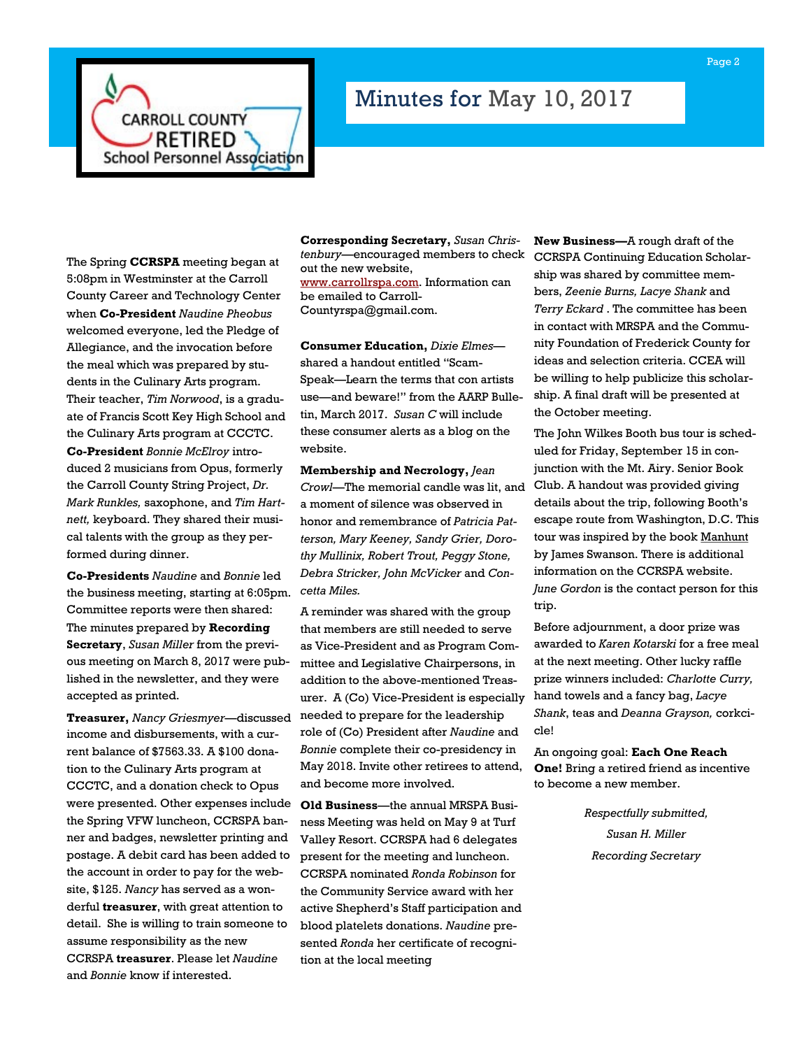CARROLL COUNTY RETIRED School Personnel Association

# Minutes for May 10, 2017

The Spring **CCRSPA** meeting began at 5:08pm in Westminster at the Carroll County Career and Technology Center when **Co-President** *Naudine Pheobus* welcomed everyone, led the Pledge of Allegiance, and the invocation before the meal which was prepared by students in the Culinary Arts program. Their teacher, *Tim Norwood*, is a graduate of Francis Scott Key High School and the Culinary Arts program at CCCTC. **Co-President** *Bonnie McElroy* introduced 2 musicians from Opus, formerly the Carroll County String Project, *Dr. Mark Runkles,* saxophone, and *Tim Hartnett,* keyboard. They shared their musical talents with the group as they performed during dinner.

**Co-Presidents** *Naudine* and *Bonnie* led the business meeting, starting at 6:05pm. Committee reports were then shared: The minutes prepared by **Recording Secretary**, *Susan Miller* from the previous meeting on March 8, 2017 were published in the newsletter, and they were accepted as printed.

**Treasurer,** *Nancy Griesmyer*—discussed income and disbursements, with a current balance of $7563.33. A $100 donation to the Culinary Arts program at CCCTC, and a donation check to Opus were presented. Other expenses include the Spring VFW luncheon, CCRSPA banner and badges, newsletter printing and postage. A debit card has been added to the account in order to pay for the website, $125. *Nancy* has served as a wonderful **treasurer**, with great attention to detail. She is willing to train someone to assume responsibility as the new CCRSPA **treasurer**. Please let *Naudine* and *Bonnie* know if interested.

**Corresponding Secretary,** *Susan Christenbury*—encouraged members to check out the new website, www.carrollrspa.com. Information can be emailed to Carroll-Countyrspa@gmail.com.

**Consumer Education,** *Dixie Elmes*—shared a handout entitled "Scam-Speak—Learn the terms that con artists use—and beware!" from the AARP Bulletin, March 2017. *Susan C* will include these consumer alerts as a blog on the website.

**Membership and Necrology,** *Jean Crowl*—The memorial candle was lit, and a moment of silence was observed in honor and remembrance of *Patricia Patterson, Mary Keeney, Sandy Grier, Dorothy Mullinix, Robert Trout, Peggy Stone, Debra Stricker, John McVicker* and *Concetta Miles.*

A reminder was shared with the group that members are still needed to serve as Vice-President and as Program Committee and Legislative Chairpersons, in addition to the above-mentioned Treasurer. A (Co) Vice-President is especially needed to prepare for the leadership role of (Co) President after *Naudine* and *Bonnie* complete their co-presidency in May 2018. Invite other retirees to attend, and become more involved.

**Old Business**—the annual MRSPA Business Meeting was held on May 9 at Turf Valley Resort. CCRSPA had 6 delegates present for the meeting and luncheon. CCRSPA nominated *Ronda Robinson* for the Community Service award with her active Shepherd's Staff participation and blood platelets donations. *Naudine* presented *Ronda* her certificate of recognition at the local meeting

**New Business—**A rough draft of the CCRSPA Continuing Education Scholarship was shared by committee members, *Zeenie Burns, Lacye Shank* and *Terry Eckard* . The committee has been in contact with MRSPA and the Community Foundation of Frederick County for ideas and selection criteria. CCEA will be willing to help publicize this scholarship. A final draft will be presented at the October meeting.

The John Wilkes Booth bus tour is scheduled for Friday, September 15 in conjunction with the Mt. Airy. Senior Book Club. A handout was provided giving details about the trip, following Booth's escape route from Washington, D.C. This tour was inspired by the book Manhunt by James Swanson. There is additional information on the CCRSPA website. *June Gordon* is the contact person for this trip.

Before adjournment, a door prize was awarded to *Karen Kotarski* for a free meal at the next meeting. Other lucky raffle prize winners included: *Charlotte Curry,* hand towels and a fancy bag, *Lacye Shank*, teas and *Deanna Grayson,* corkcicle!

An ongoing goal: **Each One Reach One!** Bring a retired friend as incentive to become a new member.

*Respectfully submitted,*

*Susan H. Miller*

*Recording Secretary*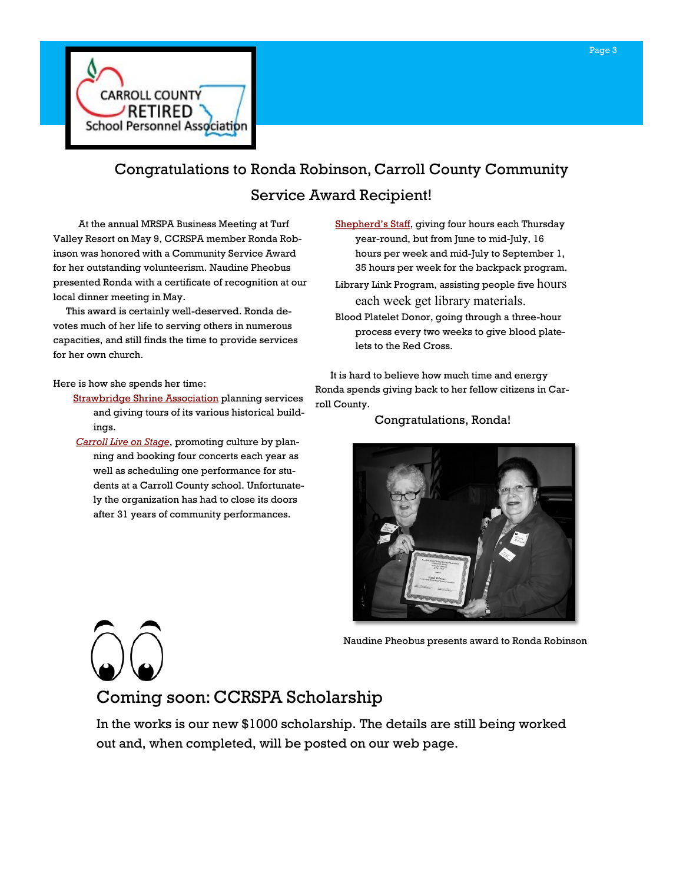## Congratulations to Ronda Robinson, Carroll County Community Service Award Recipient!

At the annual MRSPA Business Meeting at Turf Valley Resort on May 9, CCRSPA member Ronda Robinson was honored with a Community Service Award for her outstanding volunteerism. Naudine Pheobus presented Ronda with a certificate of recognition at our local dinner meeting in May.

This award is certainly well-deserved. Ronda devotes much of her life to serving others in numerous capacities, and still finds the time to provide services for her own church.

Here is how she spends her time:

- Strawbridge Shrine Association planning services and giving tours of its various historical buildings.
- *Carroll Live on Stage*, promoting culture by planning and booking four concerts each year as well as scheduling one performance for students at a Carroll County school. Unfortunately the organization has had to close its doors after 31 years of community performances.
- Shepherd's Staff, giving four hours each Thursday year-round, but from June to mid-July, 16 hours per week and mid-July to September 1, 35 hours per week for the backpack program.
- Library Link Program, assisting people five hours each week get library materials.
- Blood Platelet Donor, going through a three-hour process every two weeks to give blood platelets to the Red Cross.

It is hard to believe how much time and energy Ronda spends giving back to her fellow citizens in Carroll County.

Congratulations, Ronda!

Naudine Pheobus presents award to Ronda Robinson

## Coming soon: CCRSPA Scholarship

In the works is our new $1000 scholarship. The details are still being worked out and, when completed, will be posted on our web page.